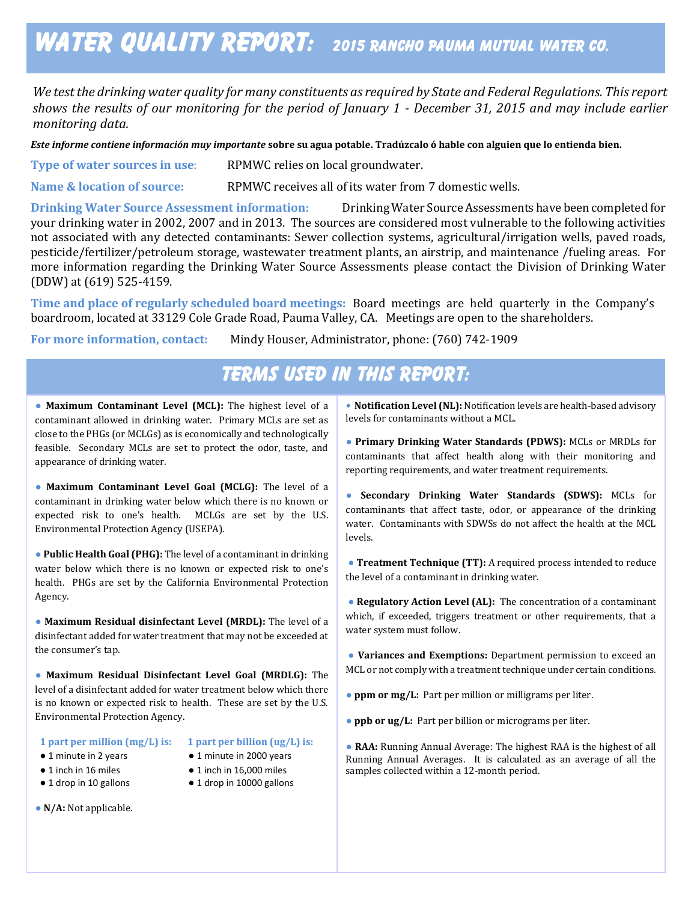# WATER QUALITY REPORT: 2015 RANCHO PAUMA MUTUAL WATER CO.

*We test the drinking water quality for many constituents as required by State and Federal Regulations. This report shows the results of our monitoring for the period of January 1 - December 31, 2015 and may include earlier monitoring data.*

***Este informe contiene información muy importante* sobre su agua potable. Tradúzcalo ó hable con alguien que lo entienda bien.**

**Type of water sources in use**: RPMWC relies on local groundwater.

**Name & location of source:** RPMWC receives all of its water from 7 domestic wells.

**Drinking Water Source Assessment information:** Drinking Water Source Assessments have been completed for your drinking water in 2002, 2007 and in 2013. The sources are considered most vulnerable to the following activities not associated with any detected contaminants: Sewer collection systems, agricultural/irrigation wells, paved roads, pesticide/fertilizer/petroleum storage, wastewater treatment plants, an airstrip, and maintenance /fueling areas. For more information regarding the Drinking Water Source Assessments please contact the Division of Drinking Water (DDW) at (619) 525-4159.

**Time and place of regularly scheduled board meetings:** Board meetings are held quarterly in the Company's boardroom, located at 33129 Cole Grade Road, Pauma Valley, CA. Meetings are open to the shareholders.

**For more information, contact:** Mindy Houser, Administrator, phone: (760) 742-1909

## TERMS USED IN THIS REPORT:

- **Maximum Contaminant Level (MCL):** The highest level of a contaminant allowed in drinking water. Primary MCLs are set as close to the PHGs (or MCLGs) as is economically and technologically feasible. Secondary MCLs are set to protect the odor, taste, and appearance of drinking water.

- **Maximum Contaminant Level Goal (MCLG):** The level of a contaminant in drinking water below which there is no known or expected risk to one's health. MCLGs are set by the U.S. Environmental Protection Agency (USEPA).

- **Public Health Goal (PHG):** The level of a contaminant in drinking water below which there is no known or expected risk to one's health. PHGs are set by the California Environmental Protection Agency.

- **Maximum Residual disinfectant Level (MRDL):** The level of a disinfectant added for water treatment that may not be exceeded at the consumer's tap.

- **Maximum Residual Disinfectant Level Goal (MRDLG):** The level of a disinfectant added for water treatment below which there is no known or expected risk to health. These are set by the U.S. Environmental Protection Agency.

**1 part per million (mg/L) is:**
- 1 minute in 2 years
- 1 inch in 16 miles
- 1 drop in 10 gallons

**1 part per billion (ug/L) is:**
- 1 minute in 2000 years
- 1 inch in 16,000 miles
- 1 drop in 10000 gallons

- **N/A:** Not applicable.

- **Notification Level (NL):** Notification levels are health-based advisory levels for contaminants without a MCL.

- **Primary Drinking Water Standards (PDWS):** MCLs or MRDLs for contaminants that affect health along with their monitoring and reporting requirements, and water treatment requirements.

- **Secondary Drinking Water Standards (SDWS):** MCLs for contaminants that affect taste, odor, or appearance of the drinking water. Contaminants with SDWSs do not affect the health at the MCL levels.

- **Treatment Technique (TT):** A required process intended to reduce the level of a contaminant in drinking water.

- **Regulatory Action Level (AL):** The concentration of a contaminant which, if exceeded, triggers treatment or other requirements, that a water system must follow.

- **Variances and Exemptions:** Department permission to exceed an MCL or not comply with a treatment technique under certain conditions.

- **ppm or mg/L:** Part per million or milligrams per liter.

- **ppb or ug/L:** Part per billion or micrograms per liter.

- **RAA:** Running Annual Average: The highest RAA is the highest of all Running Annual Averages. It is calculated as an average of all the samples collected within a 12-month period.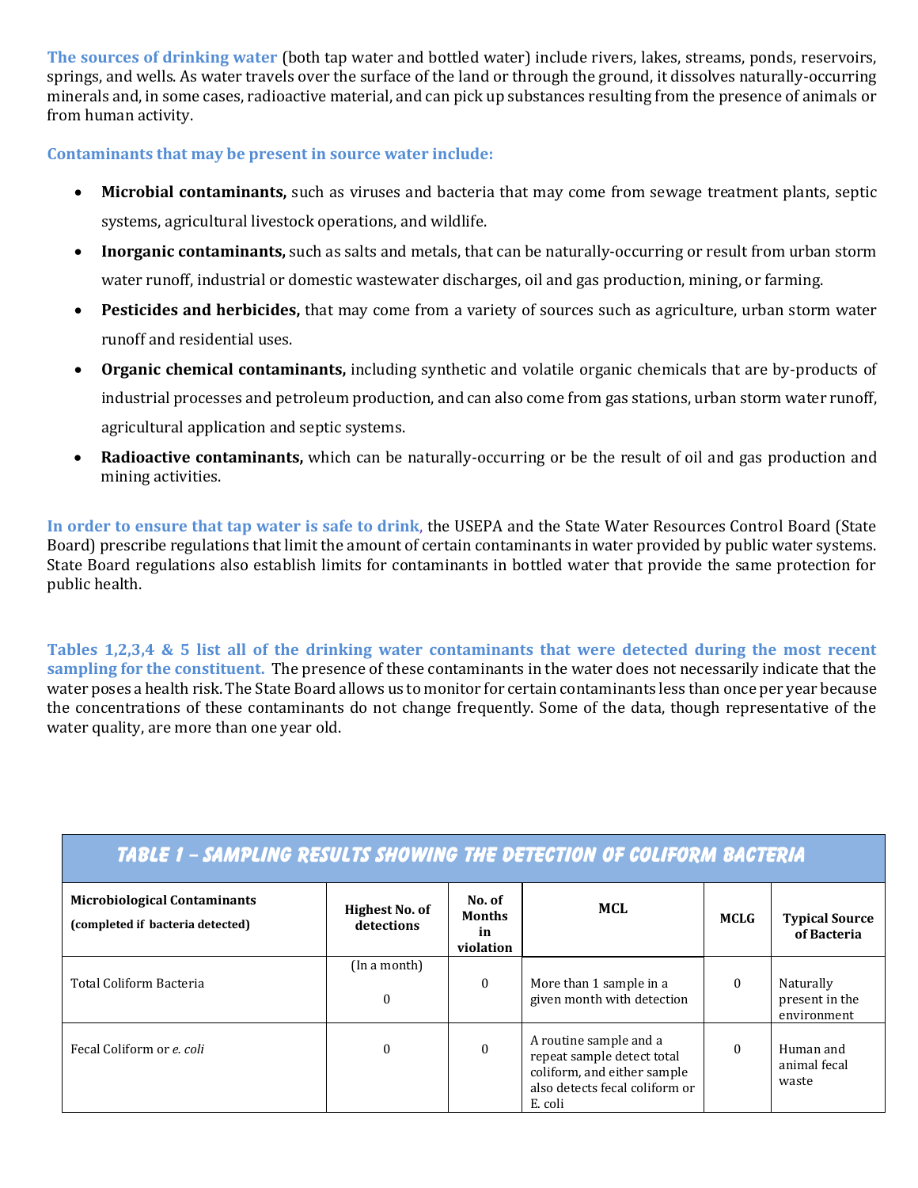**The sources of drinking water** (both tap water and bottled water) include rivers, lakes, streams, ponds, reservoirs, springs, and wells. As water travels over the surface of the land or through the ground, it dissolves naturally-occurring minerals and, in some cases, radioactive material, and can pick up substances resulting from the presence of animals or from human activity.

**Contaminants that may be present in source water include:**

- **Microbial contaminants,** such as viruses and bacteria that may come from sewage treatment plants, septic systems, agricultural livestock operations, and wildlife.
- **Inorganic contaminants,** such as salts and metals, that can be naturally-occurring or result from urban storm water runoff, industrial or domestic wastewater discharges, oil and gas production, mining, or farming.
- **Pesticides and herbicides,** that may come from a variety of sources such as agriculture, urban storm water runoff and residential uses.
- **Organic chemical contaminants,** including synthetic and volatile organic chemicals that are by-products of industrial processes and petroleum production, and can also come from gas stations, urban storm water runoff, agricultural application and septic systems.
- **Radioactive contaminants,** which can be naturally-occurring or be the result of oil and gas production and mining activities.

**In order to ensure that tap water is safe to drink,** the USEPA and the State Water Resources Control Board (State Board) prescribe regulations that limit the amount of certain contaminants in water provided by public water systems. State Board regulations also establish limits for contaminants in bottled water that provide the same protection for public health.

**Tables 1,2,3,4 & 5 list all of the drinking water contaminants that were detected during the most recent sampling for the constituent.** The presence of these contaminants in the water does not necessarily indicate that the water poses a health risk. The State Board allows us to monitor for certain contaminants less than once per year because the concentrations of these contaminants do not change frequently. Some of the data, though representative of the water quality, are more than one year old.

## TABLE 1 – SAMPLING RESULTS SHOWING THE DETECTION OF COLIFORM BACTERIA

| Microbiological Contaminants (completed if bacteria detected) | Highest No. of detections | No. of Months in violation | MCL | MCLG | Typical Source of Bacteria |
|---|---|---|---|---|---|
| Total Coliform Bacteria | (In a month) 0 | 0 | More than 1 sample in a given month with detection | 0 | Naturally present in the environment |
| Fecal Coliform or *e. coli* | 0 | 0 | A routine sample and a repeat sample detect total coliform, and either sample also detects fecal coliform or E. coli | 0 | Human and animal fecal waste |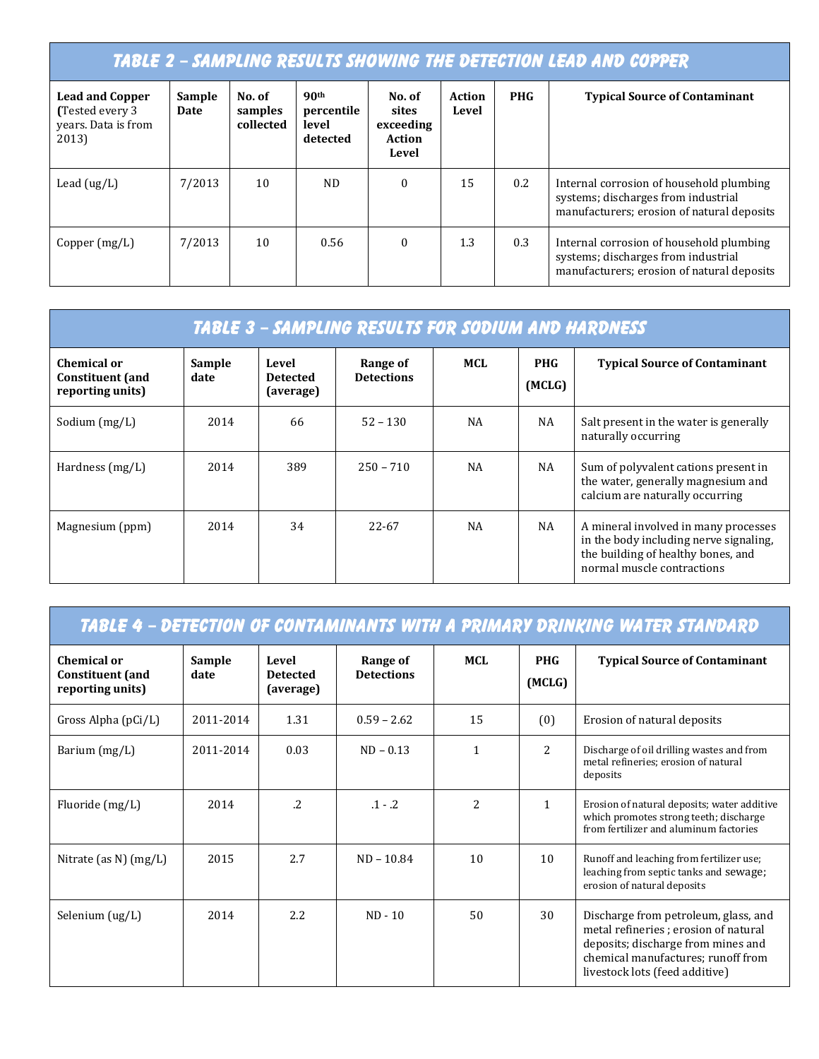## TABLE 2 – SAMPLING RESULTS SHOWING THE DETECTION LEAD AND COPPER

| **Lead and Copper** (Tested every 3 years. Data is from 2013) | **Sample Date** | **No. of samples collected** | **90th percentile level detected** | **No. of sites exceeding Action Level** | **Action Level** | **PHG** | **Typical Source of Contaminant** |
|---|---|---|---|---|---|---|---|
| Lead (ug/L) | 7/2013 | 10 | ND | 0 | 15 | 0.2 | Internal corrosion of household plumbing systems; discharges from industrial manufacturers; erosion of natural deposits |
| Copper (mg/L) | 7/2013 | 10 | 0.56 | 0 | 1.3 | 0.3 | Internal corrosion of household plumbing systems; discharges from industrial manufacturers; erosion of natural deposits |

## TABLE 3 – SAMPLING RESULTS FOR SODIUM AND HARDNESS

| **Chemical or Constituent (and reporting units)** | **Sample date** | **Level Detected (average)** | **Range of Detections** | **MCL** | **PHG (MCLG)** | **Typical Source of Contaminant** |
|---|---|---|---|---|---|---|
| Sodium (mg/L) | 2014 | 66 | 52 – 130 | NA | NA | Salt present in the water is generally naturally occurring |
| Hardness (mg/L) | 2014 | 389 | 250 – 710 | NA | NA | Sum of polyvalent cations present in the water, generally magnesium and calcium are naturally occurring |
| Magnesium (ppm) | 2014 | 34 | 22-67 | NA | NA | A mineral involved in many processes in the body including nerve signaling, the building of healthy bones, and normal muscle contractions |

## TABLE 4 – DETECTION OF CONTAMINANTS WITH A PRIMARY DRINKING WATER STANDARD

| **Chemical or Constituent (and reporting units)** | **Sample date** | **Level Detected (average)** | **Range of Detections** | **MCL** | **PHG (MCLG)** | **Typical Source of Contaminant** |
|---|---|---|---|---|---|---|
| Gross Alpha (pCi/L) | 2011-2014 | 1.31 | 0.59 – 2.62 | 15 | (0) | Erosion of natural deposits |
| Barium (mg/L) | 2011-2014 | 0.03 | ND – 0.13 | 1 | 2 | Discharge of oil drilling wastes and from metal refineries; erosion of natural deposits |
| Fluoride (mg/L) | 2014 | .2 | .1 - .2 | 2 | 1 | Erosion of natural deposits; water additive which promotes strong teeth; discharge from fertilizer and aluminum factories |
| Nitrate (as N) (mg/L) | 2015 | 2.7 | ND – 10.84 | 10 | 10 | Runoff and leaching from fertilizer use; leaching from septic tanks and sewage; erosion of natural deposits |
| Selenium (ug/L) | 2014 | 2.2 | ND - 10 | 50 | 30 | Discharge from petroleum, glass, and metal refineries ; erosion of natural deposits; discharge from mines and chemical manufactures; runoff from livestock lots (feed additive) |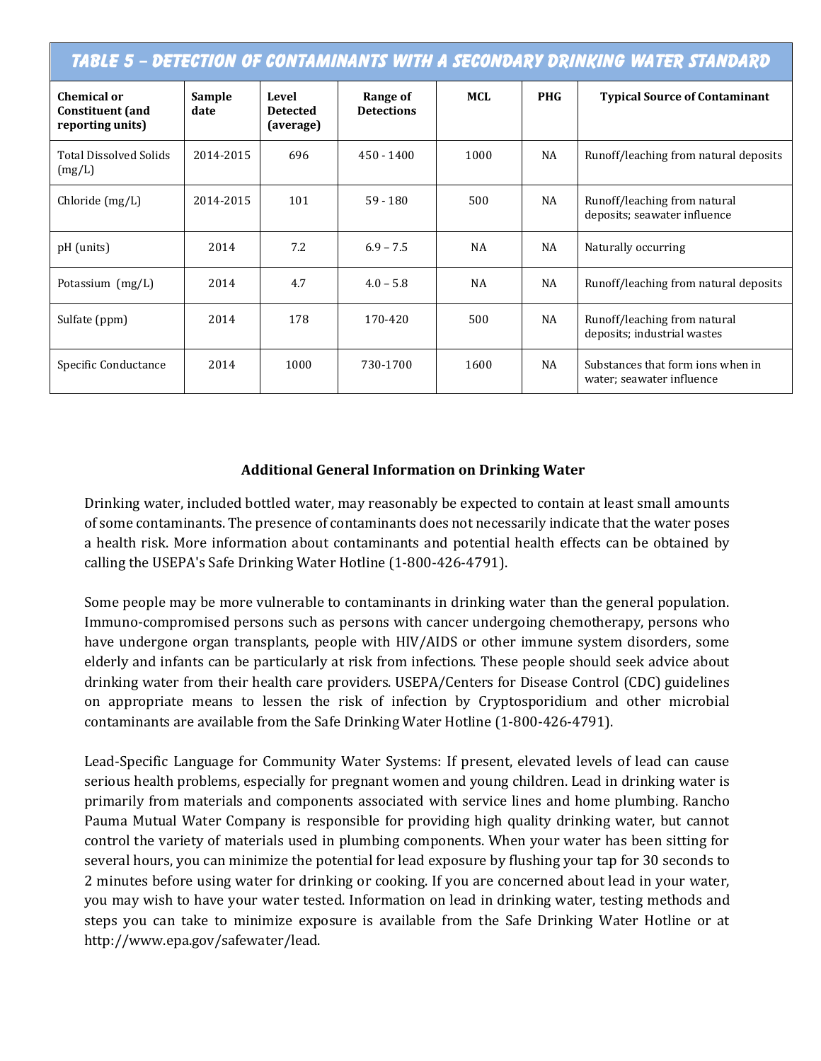## TABLE 5 – DETECTION OF CONTAMINANTS WITH A SECONDARY DRINKING WATER STANDARD

| Chemical or Constituent (and reporting units) | Sample date | Level Detected (average) | Range of Detections | MCL | PHG | Typical Source of Contaminant |
|---|---|---|---|---|---|---|
| Total Dissolved Solids (mg/L) | 2014-2015 | 696 | 450 - 1400 | 1000 | NA | Runoff/leaching from natural deposits |
| Chloride (mg/L) | 2014-2015 | 101 | 59 - 180 | 500 | NA | Runoff/leaching from natural deposits; seawater influence |
| pH (units) | 2014 | 7.2 | 6.9 – 7.5 | NA | NA | Naturally occurring |
| Potassium (mg/L) | 2014 | 4.7 | 4.0 – 5.8 | NA | NA | Runoff/leaching from natural deposits |
| Sulfate (ppm) | 2014 | 178 | 170-420 | 500 | NA | Runoff/leaching from natural deposits; industrial wastes |
| Specific Conductance | 2014 | 1000 | 730-1700 | 1600 | NA | Substances that form ions when in water; seawater influence |

**Additional General Information on Drinking Water**

Drinking water, included bottled water, may reasonably be expected to contain at least small amounts of some contaminants. The presence of contaminants does not necessarily indicate that the water poses a health risk. More information about contaminants and potential health effects can be obtained by calling the USEPA's Safe Drinking Water Hotline (1-800-426-4791).

Some people may be more vulnerable to contaminants in drinking water than the general population. Immuno-compromised persons such as persons with cancer undergoing chemotherapy, persons who have undergone organ transplants, people with HIV/AIDS or other immune system disorders, some elderly and infants can be particularly at risk from infections. These people should seek advice about drinking water from their health care providers. USEPA/Centers for Disease Control (CDC) guidelines on appropriate means to lessen the risk of infection by Cryptosporidium and other microbial contaminants are available from the Safe Drinking Water Hotline (1-800-426-4791).

Lead-Specific Language for Community Water Systems: If present, elevated levels of lead can cause serious health problems, especially for pregnant women and young children. Lead in drinking water is primarily from materials and components associated with service lines and home plumbing. Rancho Pauma Mutual Water Company is responsible for providing high quality drinking water, but cannot control the variety of materials used in plumbing components. When your water has been sitting for several hours, you can minimize the potential for lead exposure by flushing your tap for 30 seconds to 2 minutes before using water for drinking or cooking. If you are concerned about lead in your water, you may wish to have your water tested. Information on lead in drinking water, testing methods and steps you can take to minimize exposure is available from the Safe Drinking Water Hotline or at http://www.epa.gov/safewater/lead.